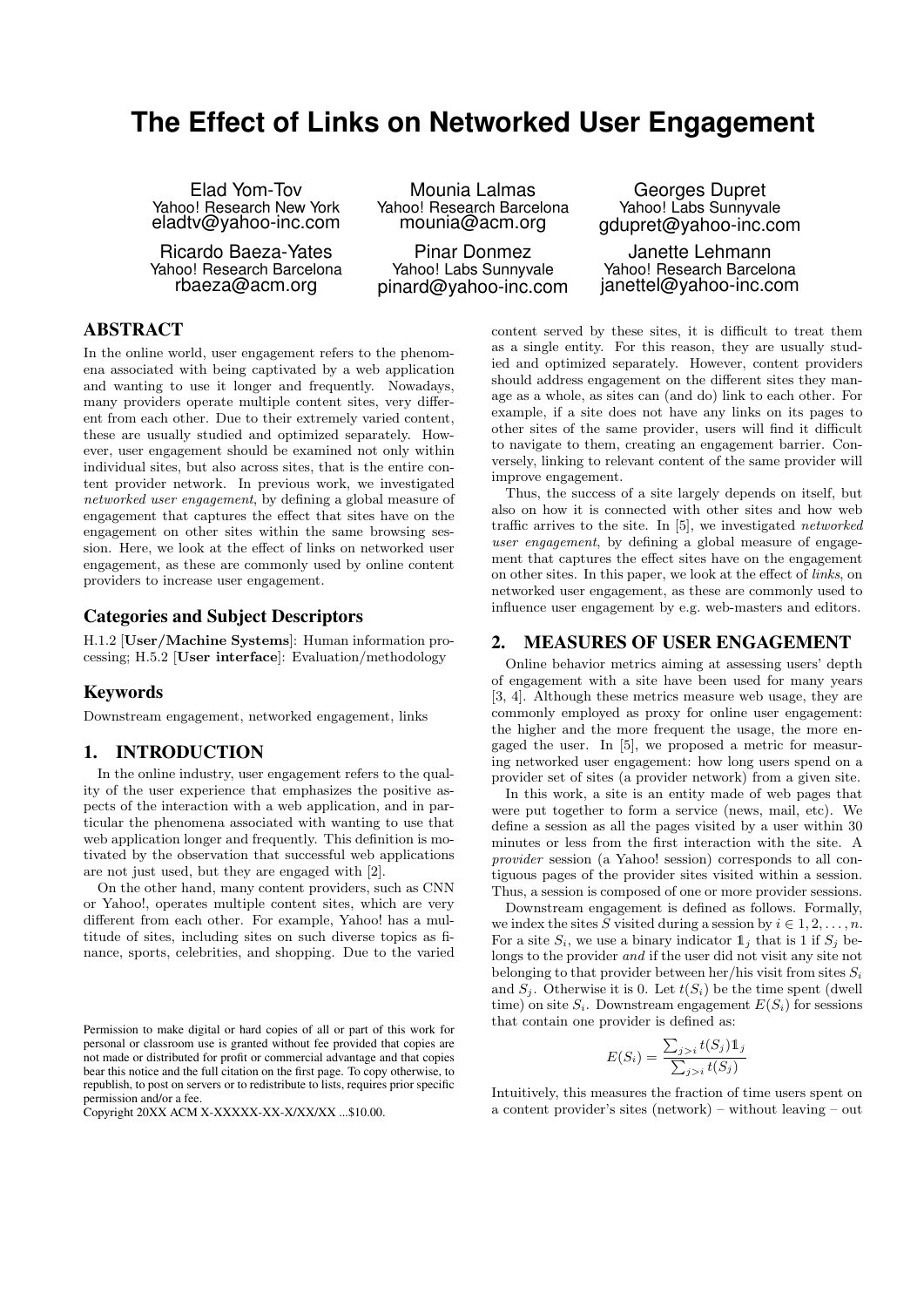# The Effect of Links on Networked User Engagement

Elad Yom-Tov
Yahoo! Research New York
eladtv@yahoo-inc.com

Mounia Lalmas
Yahoo! Research Barcelona
mounia@acm.org

Georges Dupret
Yahoo! Labs Sunnyvale
gdupret@yahoo-inc.com

Ricardo Baeza-Yates
Yahoo! Research Barcelona
rbaeza@acm.org

Pinar Donmez
Yahoo! Labs Sunnyvale
pinard@yahoo-inc.com

Janette Lehmann
Yahoo! Research Barcelona
janettel@yahoo-inc.com

## ABSTRACT

In the online world, user engagement refers to the phenomena associated with being captivated by a web application and wanting to use it longer and frequently. Nowadays, many providers operate multiple content sites, very different from each other. Due to their extremely varied content, these are usually studied and optimized separately. However, user engagement should be examined not only within individual sites, but also across sites, that is the entire content provider network. In previous work, we investigated *networked user engagement*, by defining a global measure of engagement that captures the effect that sites have on the engagement on other sites within the same browsing session. Here, we look at the effect of links on networked user engagement, as these are commonly used by online content providers to increase user engagement.

### Categories and Subject Descriptors

H.1.2 [**User/Machine Systems**]: Human information processing; H.5.2 [**User interface**]: Evaluation/methodology

### Keywords

Downstream engagement, networked engagement, links

## 1. INTRODUCTION

In the online industry, user engagement refers to the quality of the user experience that emphasizes the positive aspects of the interaction with a web application, and in particular the phenomena associated with wanting to use that web application longer and frequently. This definition is motivated by the observation that successful web applications are not just used, but they are engaged with [2].

On the other hand, many content providers, such as CNN or Yahoo!, operates multiple content sites, which are very different from each other. For example, Yahoo! has a multitude of sites, including sites on such diverse topics as finance, sports, celebrities, and shopping. Due to the varied content served by these sites, it is difficult to treat them as a single entity. For this reason, they are usually studied and optimized separately. However, content providers should address engagement on the different sites they manage as a whole, as sites can (and do) link to each other. For example, if a site does not have any links on its pages to other sites of the same provider, users will find it difficult to navigate to them, creating an engagement barrier. Conversely, linking to relevant content of the same provider will improve engagement.

Thus, the success of a site largely depends on itself, but also on how it is connected with other sites and how web traffic arrives to the site. In [5], we investigated *networked user engagement*, by defining a global measure of engagement that captures the effect sites have on the engagement on other sites. In this paper, we look at the effect of *links*, on networked user engagement, as these are commonly used to influence user engagement by e.g. web-masters and editors.

## 2. MEASURES OF USER ENGAGEMENT

Online behavior metrics aiming at assessing users' depth of engagement with a site have been used for many years [3, 4]. Although these metrics measure web usage, they are commonly employed as proxy for online user engagement: the higher and the more frequent the usage, the more engaged the user. In [5], we proposed a metric for measuring networked user engagement: how long users spend on a provider set of sites (a provider network) from a given site.

In this work, a site is an entity made of web pages that were put together to form a service (news, mail, etc). We define a session as all the pages visited by a user within 30 minutes or less from the first interaction with the site. A *provider* session (a Yahoo! session) corresponds to all contiguous pages of the provider sites visited within a session. Thus, a session is composed of one or more provider sessions.

Downstream engagement is defined as follows. Formally, we index the sites $S$ visited during a session by $i \in 1, 2, \ldots, n$. For a site $S_i$, we use a binary indicator $\mathbb{1}_j$ that is 1 if $S_j$ belongs to the provider *and* if the user did not visit any site not belonging to that provider between her/his visit from sites $S_i$ and $S_j$. Otherwise it is 0. Let $t(S_i)$ be the time spent (dwell time) on site $S_i$. Downstream engagement $E(S_i)$ for sessions that contain one provider is defined as:

$$E(S_i) = \frac{\sum_{j>i} t(S_j)\mathbb{1}_j}{\sum_{j>i} t(S_j)}$$

Intuitively, this measures the fraction of time users spent on a content provider's sites (network) – without leaving – out

Permission to make digital or hard copies of all or part of this work for personal or classroom use is granted without fee provided that copies are not made or distributed for profit or commercial advantage and that copies bear this notice and the full citation on the first page. To copy otherwise, to republish, to post on servers or to redistribute to lists, requires prior specific permission and/or a fee.
Copyright 20XX ACM X-XXXXX-XX-X/XX/XX ...$10.00.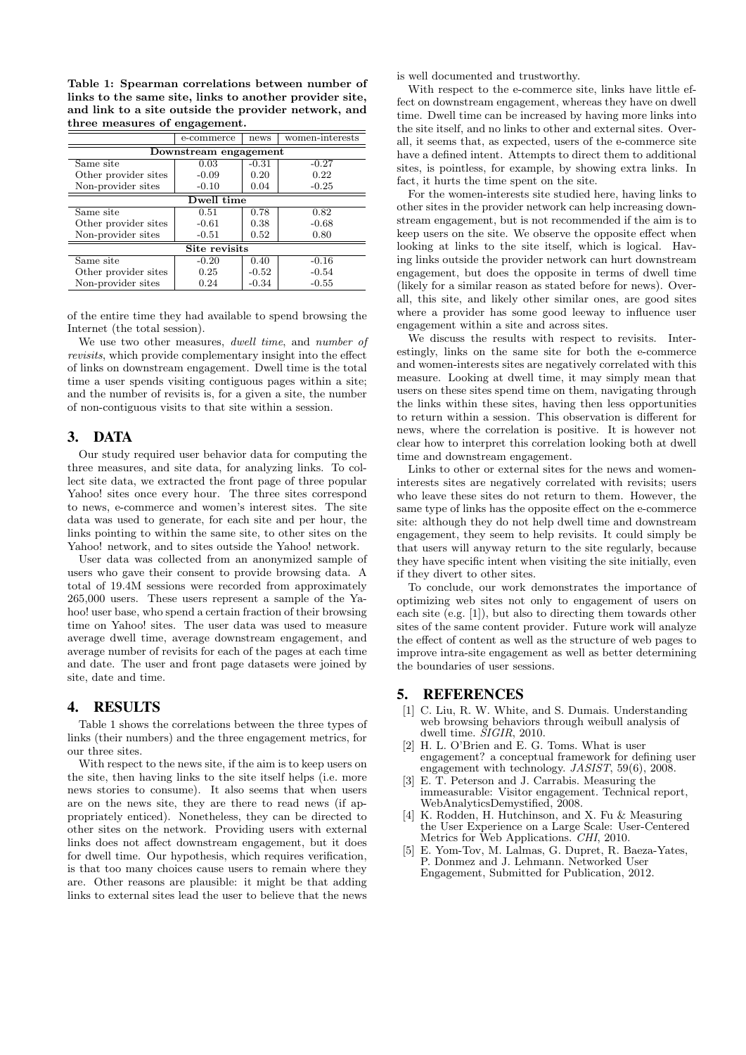**Table 1: Spearman correlations between number of links to the same site, links to another provider site, and link to a site outside the provider network, and three measures of engagement.**

| | e-commerce | news | women-interests |
|---|---|---|---|
| **Downstream engagement** | | | |
| Same site | 0.03 | -0.31 | -0.27 |
| Other provider sites | -0.09 | 0.20 | 0.22 |
| Non-provider sites | -0.10 | 0.04 | -0.25 |
| **Dwell time** | | | |
| Same site | 0.51 | 0.78 | 0.82 |
| Other provider sites | -0.61 | 0.38 | -0.68 |
| Non-provider sites | -0.51 | 0.52 | 0.80 |
| **Site revisits** | | | |
| Same site | -0.20 | 0.40 | -0.16 |
| Other provider sites | 0.25 | -0.52 | -0.54 |
| Non-provider sites | 0.24 | -0.34 | -0.55 |

of the entire time they had available to spend browsing the Internet (the total session).

We use two other measures, *dwell time*, and *number of revisits*, which provide complementary insight into the effect of links on downstream engagement. Dwell time is the total time a user spends visiting contiguous pages within a site; and the number of revisits is, for a given a site, the number of non-contiguous visits to that site within a session.

## 3. DATA

Our study required user behavior data for computing the three measures, and site data, for analyzing links. To collect site data, we extracted the front page of three popular Yahoo! sites once every hour. The three sites correspond to news, e-commerce and women's interest sites. The site data was used to generate, for each site and per hour, the links pointing to within the same site, to other sites on the Yahoo! network, and to sites outside the Yahoo! network.

User data was collected from an anonymized sample of users who gave their consent to provide browsing data. A total of 19.4M sessions were recorded from approximately 265,000 users. These users represent a sample of the Yahoo! user base, who spend a certain fraction of their browsing time on Yahoo! sites. The user data was used to measure average dwell time, average downstream engagement, and average number of revisits for each of the pages at each time and date. The user and front page datasets were joined by site, date and time.

## 4. RESULTS

Table 1 shows the correlations between the three types of links (their numbers) and the three engagement metrics, for our three sites.

With respect to the news site, if the aim is to keep users on the site, then having links to the site itself helps (i.e. more news stories to consume). It also seems that when users are on the news site, they are there to read news (if appropriately enticed). Nonetheless, they can be directed to other sites on the network. Providing users with external links does not affect downstream engagement, but it does for dwell time. Our hypothesis, which requires verification, is that too many choices cause users to remain where they are. Other reasons are plausible: it might be that adding links to external sites lead the user to believe that the news is well documented and trustworthy.

With respect to the e-commerce site, links have little effect on downstream engagement, whereas they have on dwell time. Dwell time can be increased by having more links into the site itself, and no links to other and external sites. Overall, it seems that, as expected, users of the e-commerce site have a defined intent. Attempts to direct them to additional sites, is pointless, for example, by showing extra links. In fact, it hurts the time spent on the site.

For the women-interests site studied here, having links to other sites in the provider network can help increasing downstream engagement, but is not recommended if the aim is to keep users on the site. We observe the opposite effect when looking at links to the site itself, which is logical. Having links outside the provider network can hurt downstream engagement, but does the opposite in terms of dwell time (likely for a similar reason as stated before for news). Overall, this site, and likely other similar ones, are good sites where a provider has some good leeway to influence user engagement within a site and across sites.

We discuss the results with respect to revisits. Interestingly, links on the same site for both the e-commerce and women-interests sites are negatively correlated with this measure. Looking at dwell time, it may simply mean that users on these sites spend time on them, navigating through the links within these sites, having then less opportunities to return within a session. This observation is different for news, where the correlation is positive. It is however not clear how to interpret this correlation looking both at dwell time and downstream engagement.

Links to other or external sites for the news and women-interests sites are negatively correlated with revisits; users who leave these sites do not return to them. However, the same type of links has the opposite effect on the e-commerce site: although they do not help dwell time and downstream engagement, they seem to help revisits. It could simply be that users will anyway return to the site regularly, because they have specific intent when visiting the site initially, even if they divert to other sites.

To conclude, our work demonstrates the importance of optimizing web sites not only to engagement of users on each site (e.g. [1]), but also to directing them towards other sites of the same content provider. Future work will analyze the effect of content as well as the structure of web pages to improve intra-site engagement as well as better determining the boundaries of user sessions.

## 5. REFERENCES

[1] C. Liu, R. W. White, and S. Dumais. Understanding web browsing behaviors through weibull analysis of dwell time. *SIGIR*, 2010.

[2] H. L. O'Brien and E. G. Toms. What is user engagement? a conceptual framework for defining user engagement with technology. *JASIST*, 59(6), 2008.

[3] E. T. Peterson and J. Carrabis. Measuring the immeasurable: Visitor engagement. Technical report, WebAnalyticsDemystified, 2008.

[4] K. Rodden, H. Hutchinson, and X. Fu & Measuring the User Experience on a Large Scale: User-Centered Metrics for Web Applications. *CHI*, 2010.

[5] E. Yom-Tov, M. Lalmas, G. Dupret, R. Baeza-Yates, P. Donmez and J. Lehmann. Networked User Engagement, Submitted for Publication, 2012.